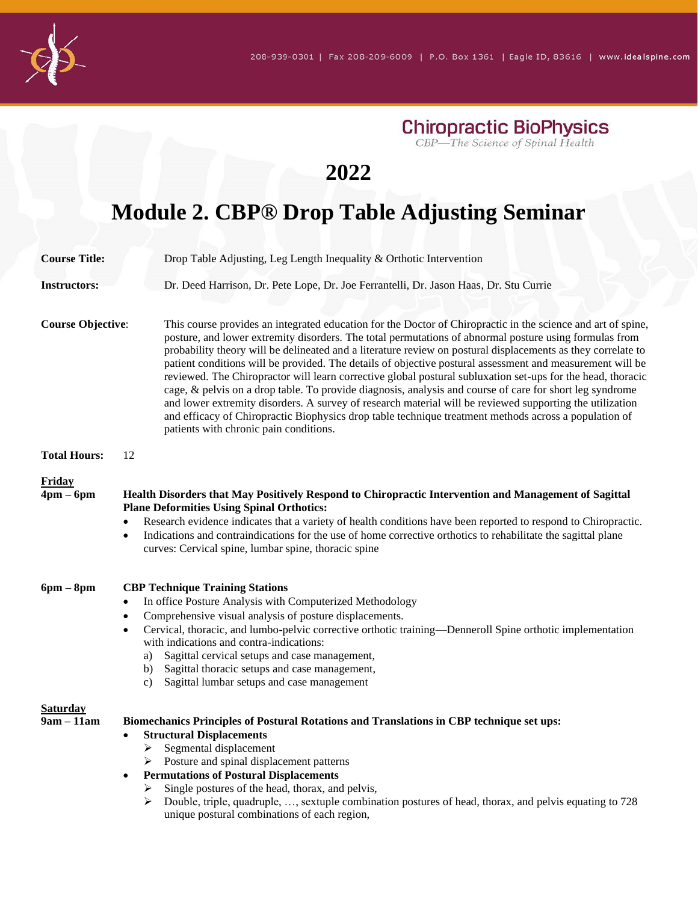208-939-0301 | Fax 208-209-6009 | P.O. Box 1361 | Eagle ID, 83616 | www.idealspine.com

**Chiropractic BioPhysics**

*CBP—The Science of Spinal Health*

# 2022

# Module 2. CBP® Drop Table Adjusting Seminar

**Course Title:** Drop Table Adjusting, Leg Length Inequality & Orthotic Intervention

**Instructors:** Dr. Deed Harrison, Dr. Pete Lope, Dr. Joe Ferrantelli, Dr. Jason Haas, Dr. Stu Currie

**Course Objective**: This course provides an integrated education for the Doctor of Chiropractic in the science and art of spine, posture, and lower extremity disorders. The total permutations of abnormal posture using formulas from probability theory will be delineated and a literature review on postural displacements as they correlate to patient conditions will be provided. The details of objective postural assessment and measurement will be reviewed. The Chiropractor will learn corrective global postural subluxation set-ups for the head, thoracic cage, & pelvis on a drop table. To provide diagnosis, analysis and course of care for short leg syndrome and lower extremity disorders. A survey of research material will be reviewed supporting the utilization and efficacy of Chiropractic Biophysics drop table technique treatment methods across a population of patients with chronic pain conditions.

**Total Hours:** 12

**Friday**

**4pm – 6pm** **Health Disorders that May Positively Respond to Chiropractic Intervention and Management of Sagittal Plane Deformities Using Spinal Orthotics:**

- Research evidence indicates that a variety of health conditions have been reported to respond to Chiropractic.
- Indications and contraindications for the use of home corrective orthotics to rehabilitate the sagittal plane curves: Cervical spine, lumbar spine, thoracic spine

**6pm – 8pm** **CBP Technique Training Stations**

- In office Posture Analysis with Computerized Methodology
- Comprehensive visual analysis of posture displacements.
- Cervical, thoracic, and lumbo-pelvic corrective orthotic training—Denneroll Spine orthotic implementation with indications and contra-indications:
  a) Sagittal cervical setups and case management,
  b) Sagittal thoracic setups and case management,
  c) Sagittal lumbar setups and case management

**Saturday**

**9am – 11am** **Biomechanics Principles of Postural Rotations and Translations in CBP technique set ups:**

- **Structural Displacements**
  - Segmental displacement
  - Posture and spinal displacement patterns
- **Permutations of Postural Displacements**
  - Single postures of the head, thorax, and pelvis,
  - Double, triple, quadruple, …, sextuple combination postures of head, thorax, and pelvis equating to 728 unique postural combinations of each region,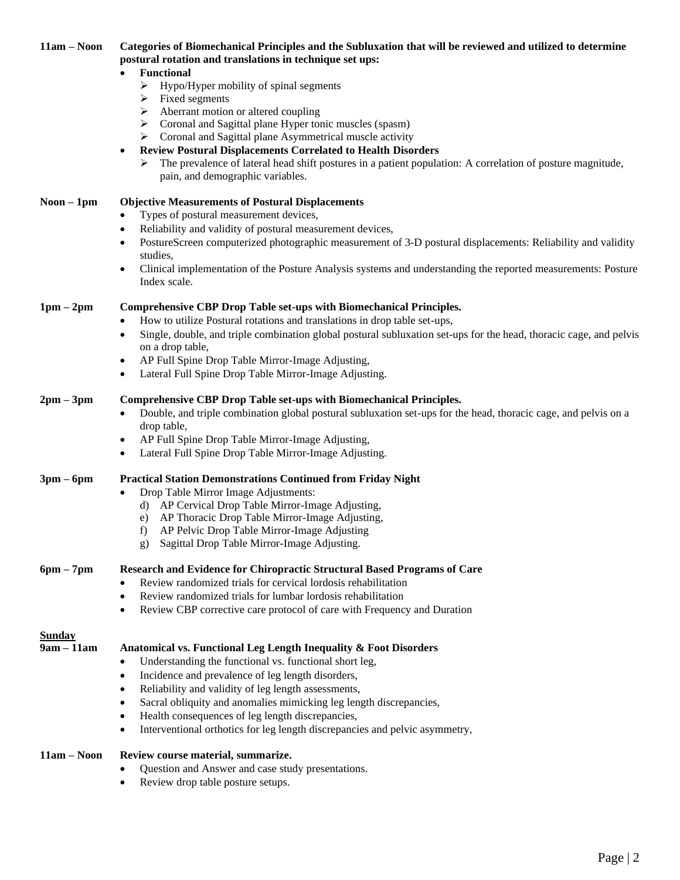**11am – Noon** **Categories of Biomechanical Principles and the Subluxation that will be reviewed and utilized to determine postural rotation and translations in technique set ups:**

- **Functional**
  - Hypo/Hyper mobility of spinal segments
  - Fixed segments
  - Aberrant motion or altered coupling
  - Coronal and Sagittal plane Hyper tonic muscles (spasm)
  - Coronal and Sagittal plane Asymmetrical muscle activity
- **Review Postural Displacements Correlated to Health Disorders**
  - The prevalence of lateral head shift postures in a patient population: A correlation of posture magnitude, pain, and demographic variables.

**Noon – 1pm** **Objective Measurements of Postural Displacements**

- Types of postural measurement devices,
- Reliability and validity of postural measurement devices,
- PostureScreen computerized photographic measurement of 3-D postural displacements: Reliability and validity studies,
- Clinical implementation of the Posture Analysis systems and understanding the reported measurements: Posture Index scale.

**1pm – 2pm** **Comprehensive CBP Drop Table set-ups with Biomechanical Principles.**

- How to utilize Postural rotations and translations in drop table set-ups,
- Single, double, and triple combination global postural subluxation set-ups for the head, thoracic cage, and pelvis on a drop table,
- AP Full Spine Drop Table Mirror-Image Adjusting,
- Lateral Full Spine Drop Table Mirror-Image Adjusting.

**2pm – 3pm** **Comprehensive CBP Drop Table set-ups with Biomechanical Principles.**

- Double, and triple combination global postural subluxation set-ups for the head, thoracic cage, and pelvis on a drop table,
- AP Full Spine Drop Table Mirror-Image Adjusting,
- Lateral Full Spine Drop Table Mirror-Image Adjusting.

**3pm – 6pm** **Practical Station Demonstrations Continued from Friday Night**

- Drop Table Mirror Image Adjustments:
  - d) AP Cervical Drop Table Mirror-Image Adjusting,
  - e) AP Thoracic Drop Table Mirror-Image Adjusting,
  - f) AP Pelvic Drop Table Mirror-Image Adjusting
  - g) Sagittal Drop Table Mirror-Image Adjusting.

**6pm – 7pm** **Research and Evidence for Chiropractic Structural Based Programs of Care**

- Review randomized trials for cervical lordosis rehabilitation
- Review randomized trials for lumbar lordosis rehabilitation
- Review CBP corrective care protocol of care with Frequency and Duration

**Sunday**

**9am – 11am** **Anatomical vs. Functional Leg Length Inequality & Foot Disorders**

- Understanding the functional vs. functional short leg,
- Incidence and prevalence of leg length disorders,
- Reliability and validity of leg length assessments,
- Sacral obliquity and anomalies mimicking leg length discrepancies,
- Health consequences of leg length discrepancies,
- Interventional orthotics for leg length discrepancies and pelvic asymmetry,

**11am – Noon** **Review course material, summarize.**

- Question and Answer and case study presentations.
- Review drop table posture setups.